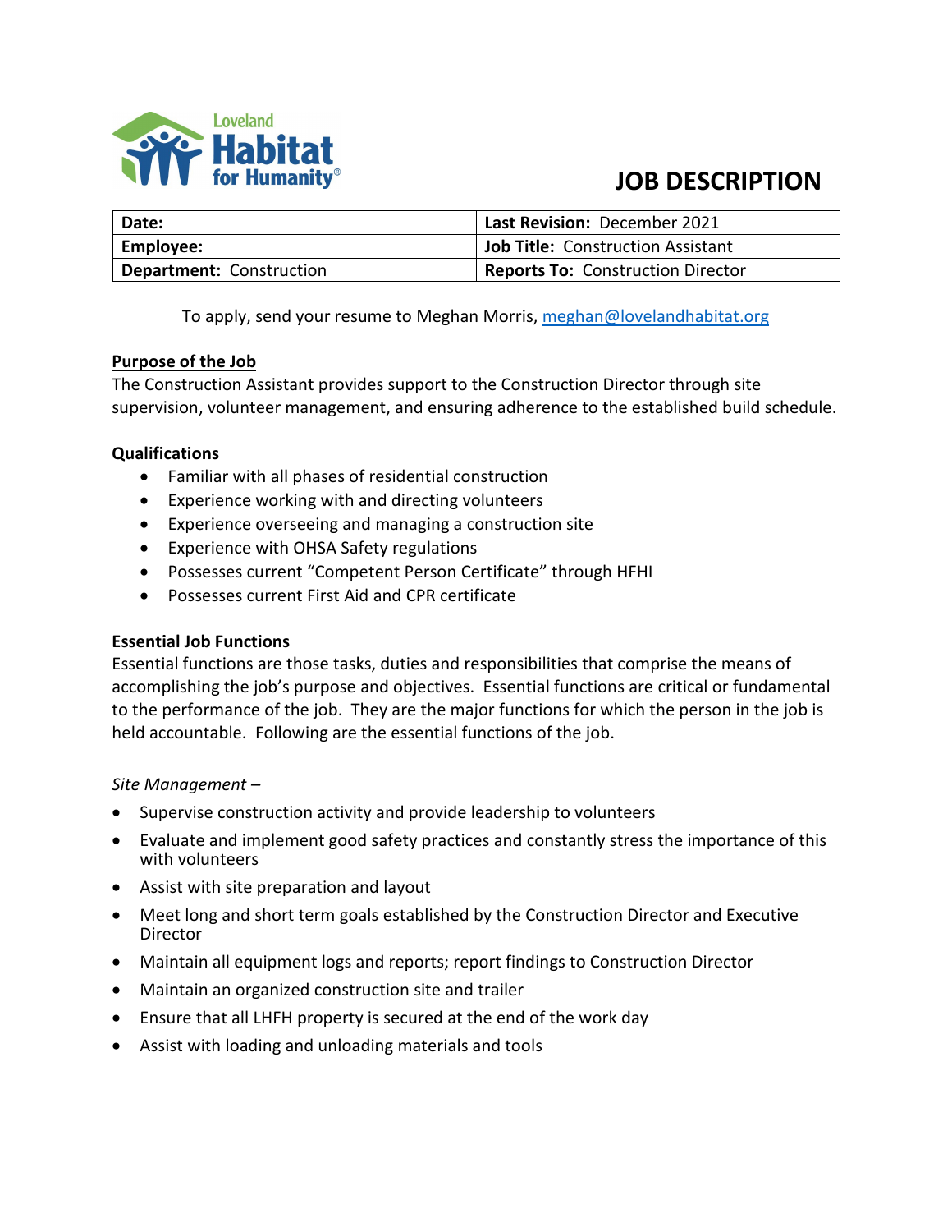Loveland Habitat for Humanity

# JOB DESCRIPTION

| **Date:** | **Last Revision:** December 2021 |
|---|---|
| **Employee:** | **Job Title:** Construction Assistant |
| **Department:** Construction | **Reports To:** Construction Director |

To apply, send your resume to Meghan Morris, meghan@lovelandhabitat.org

## Purpose of the Job

The Construction Assistant provides support to the Construction Director through site supervision, volunteer management, and ensuring adherence to the established build schedule.

## Qualifications

- Familiar with all phases of residential construction
- Experience working with and directing volunteers
- Experience overseeing and managing a construction site
- Experience with OHSA Safety regulations
- Possesses current "Competent Person Certificate" through HFHI
- Possesses current First Aid and CPR certificate

## Essential Job Functions

Essential functions are those tasks, duties and responsibilities that comprise the means of accomplishing the job's purpose and objectives. Essential functions are critical or fundamental to the performance of the job. They are the major functions for which the person in the job is held accountable. Following are the essential functions of the job.

*Site Management –*

- Supervise construction activity and provide leadership to volunteers
- Evaluate and implement good safety practices and constantly stress the importance of this with volunteers
- Assist with site preparation and layout
- Meet long and short term goals established by the Construction Director and Executive Director
- Maintain all equipment logs and reports; report findings to Construction Director
- Maintain an organized construction site and trailer
- Ensure that all LHFH property is secured at the end of the work day
- Assist with loading and unloading materials and tools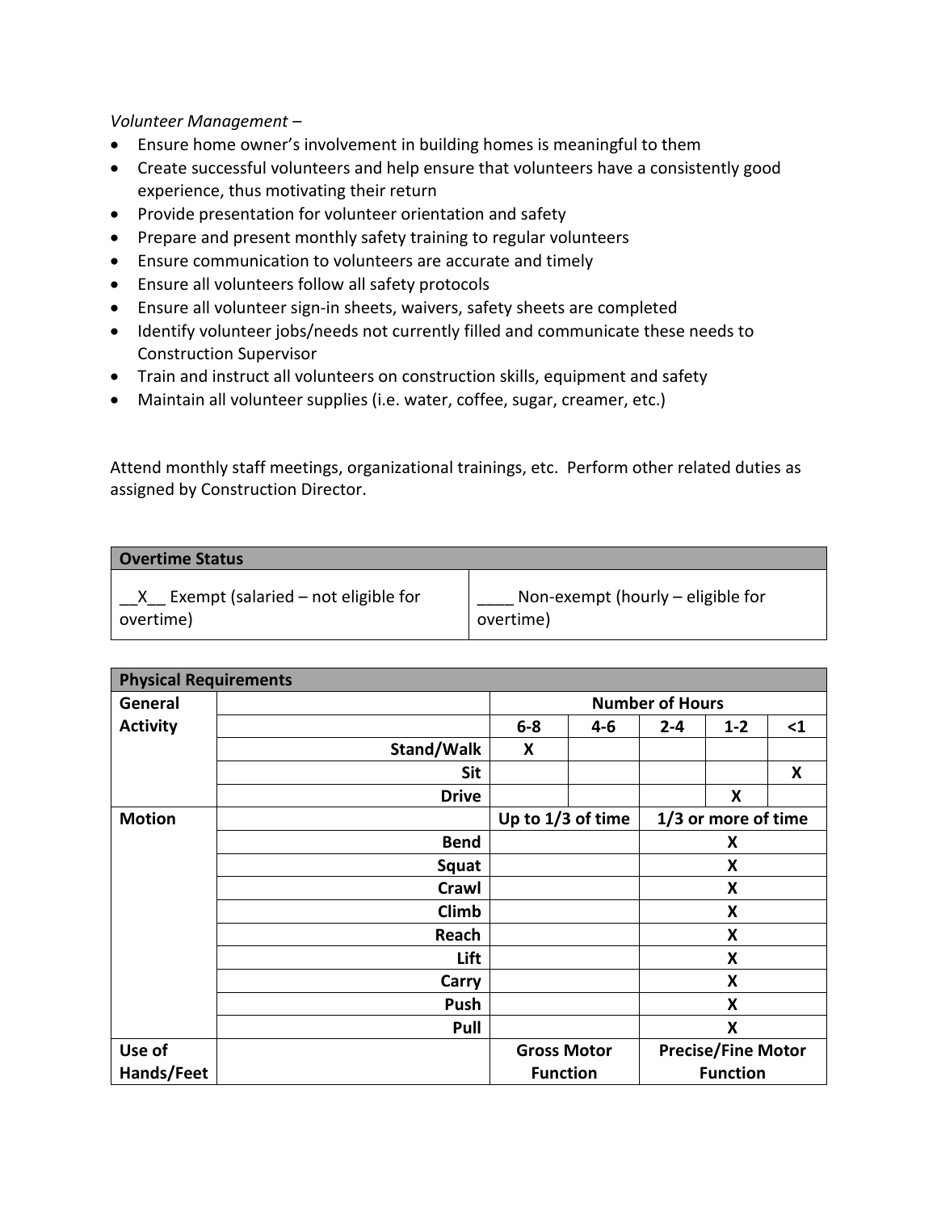*Volunteer Management –*

- Ensure home owner's involvement in building homes is meaningful to them
- Create successful volunteers and help ensure that volunteers have a consistently good experience, thus motivating their return
- Provide presentation for volunteer orientation and safety
- Prepare and present monthly safety training to regular volunteers
- Ensure communication to volunteers are accurate and timely
- Ensure all volunteers follow all safety protocols
- Ensure all volunteer sign-in sheets, waivers, safety sheets are completed
- Identify volunteer jobs/needs not currently filled and communicate these needs to Construction Supervisor
- Train and instruct all volunteers on construction skills, equipment and safety
- Maintain all volunteer supplies (i.e. water, coffee, sugar, creamer, etc.)

Attend monthly staff meetings, organizational trainings, etc. Perform other related duties as assigned by Construction Director.

| **Overtime Status** | |
|---|---|
| \_\_X\_\_ Exempt (salaried – not eligible for overtime) | \_\_\_\_ Non-exempt (hourly – eligible for overtime) |

| **Physical Requirements** | | | | | | |
|---|---|---|---|---|---|---|
| **General Activity** | | **Number of Hours** | | | | |
| | | **6-8** | **4-6** | **2-4** | **1-2** | **<1** |
| | **Stand/Walk** | **X** | | | | |
| | **Sit** | | | | | **X** |
| | **Drive** | | | | **X** | |
| **Motion** | | **Up to 1/3 of time** | | **1/3 or more of time** | | |
| | **Bend** | | | **X** | | |
| | **Squat** | | | **X** | | |
| | **Crawl** | | | **X** | | |
| | **Climb** | | | **X** | | |
| | **Reach** | | | **X** | | |
| | **Lift** | | | **X** | | |
| | **Carry** | | | **X** | | |
| | **Push** | | | **X** | | |
| | **Pull** | | | **X** | | |
| **Use of Hands/Feet** | | **Gross Motor Function** | | **Precise/Fine Motor Function** | | |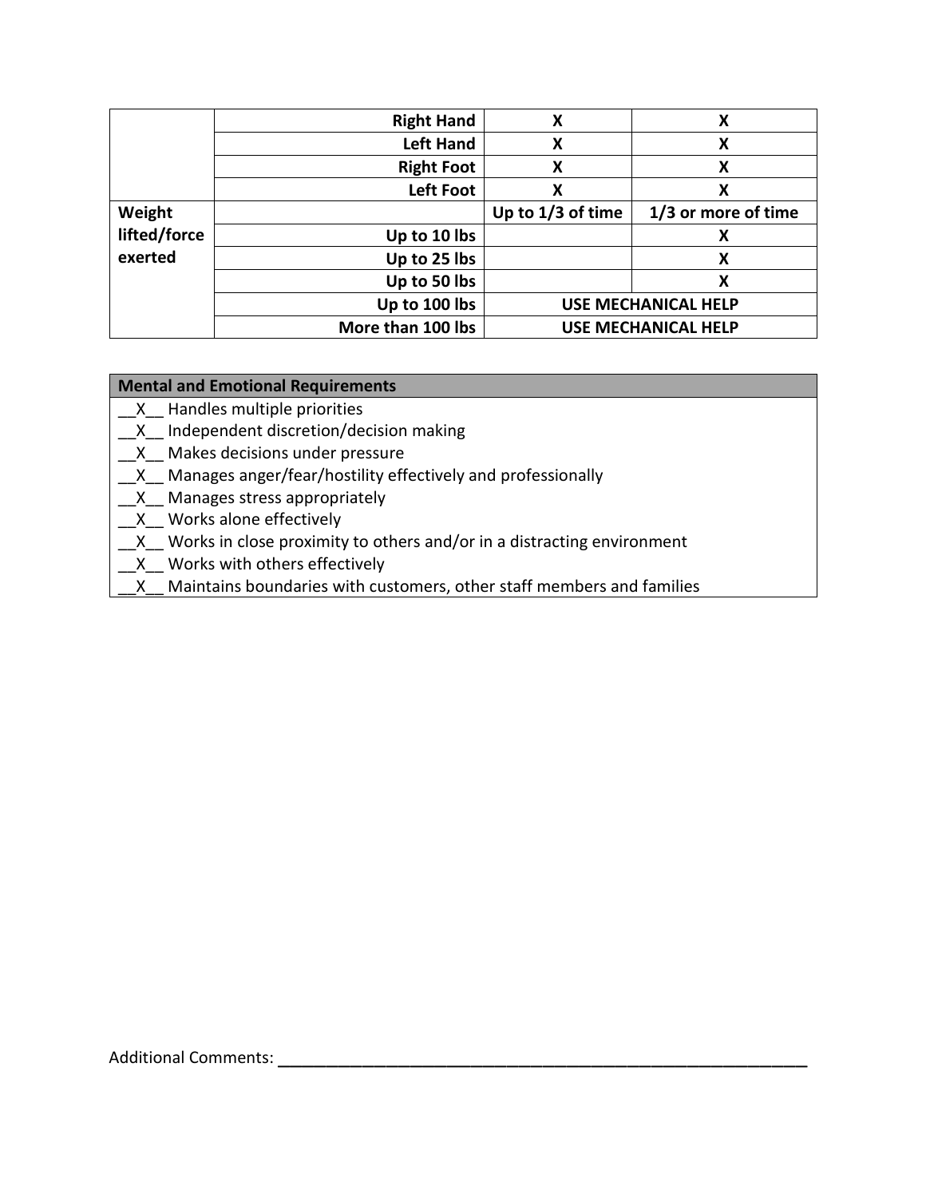| | | | |
|---|---|---|---|
| | Right Hand | X | X |
| | Left Hand | X | X |
| | Right Foot | X | X |
| | Left Foot | X | X |
| **Weight lifted/force exerted** | | **Up to 1/3 of time** | **1/3 or more of time** |
| | Up to 10 lbs | | X |
| | Up to 25 lbs | | X |
| | Up to 50 lbs | | X |
| | Up to 100 lbs | USE MECHANICAL HELP | |
| | More than 100 lbs | USE MECHANICAL HELP | |

| **Mental and Emotional Requirements** |
|---|
| __X__ Handles multiple priorities |
| __X__ Independent discretion/decision making |
| __X__ Makes decisions under pressure |
| __X__ Manages anger/fear/hostility effectively and professionally |
| __X__ Manages stress appropriately |
| __X__ Works alone effectively |
| __X__ Works in close proximity to others and/or in a distracting environment |
| __X__ Works with others effectively |
| __X__ Maintains boundaries with customers, other staff members and families |

Additional Comments: ____________________________________________________________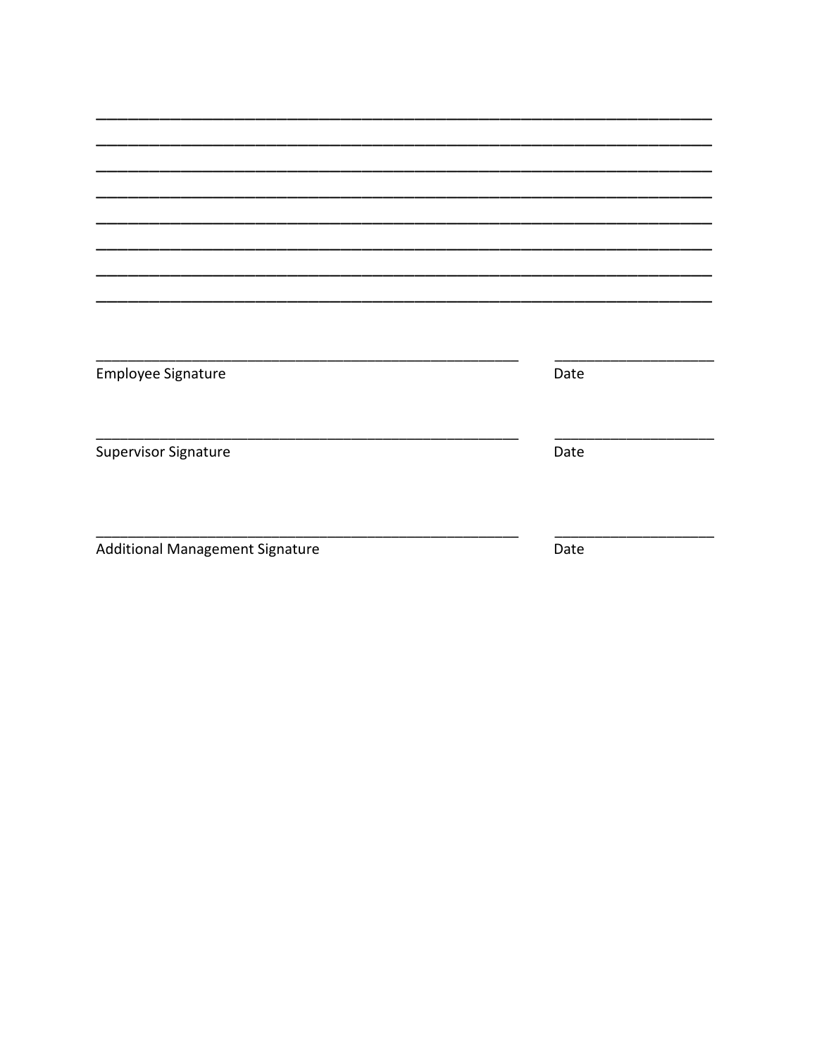______________________________________________________________________________

______________________________________________________________________________

______________________________________________________________________________

______________________________________________________________________________

______________________________________________________________________________

______________________________________________________________________________

______________________________________________________________________________

______________________________________________________________________________

| | |
|---|---|
| ______________________________________________ | ____________________ |
| Employee Signature | Date |
| ______________________________________________ | ____________________ |
| Supervisor Signature | Date |
| ______________________________________________ | ____________________ |
| Additional Management Signature | Date |